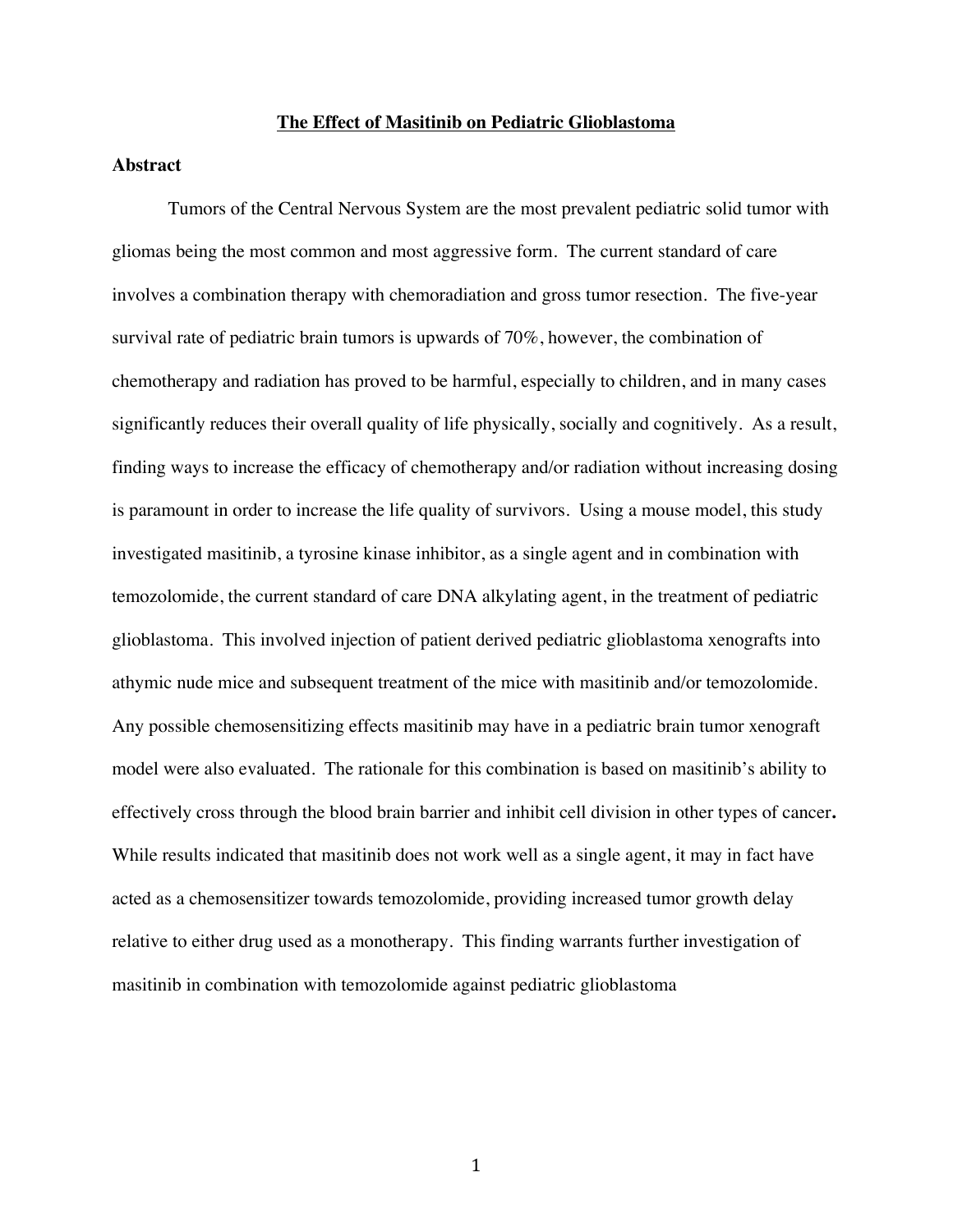# The Effect of Masitinib on Pediatric Glioblastoma

## Abstract

Tumors of the Central Nervous System are the most prevalent pediatric solid tumor with gliomas being the most common and most aggressive form. The current standard of care involves a combination therapy with chemoradiation and gross tumor resection. The five-year survival rate of pediatric brain tumors is upwards of 70%, however, the combination of chemotherapy and radiation has proved to be harmful, especially to children, and in many cases significantly reduces their overall quality of life physically, socially and cognitively. As a result, finding ways to increase the efficacy of chemotherapy and/or radiation without increasing dosing is paramount in order to increase the life quality of survivors. Using a mouse model, this study investigated masitinib, a tyrosine kinase inhibitor, as a single agent and in combination with temozolomide, the current standard of care DNA alkylating agent, in the treatment of pediatric glioblastoma. This involved injection of patient derived pediatric glioblastoma xenografts into athymic nude mice and subsequent treatment of the mice with masitinib and/or temozolomide. Any possible chemosensitizing effects masitinib may have in a pediatric brain tumor xenograft model were also evaluated. The rationale for this combination is based on masitinib's ability to effectively cross through the blood brain barrier and inhibit cell division in other types of cancer. While results indicated that masitinib does not work well as a single agent, it may in fact have acted as a chemosensitizer towards temozolomide, providing increased tumor growth delay relative to either drug used as a monotherapy. This finding warrants further investigation of masitinib in combination with temozolomide against pediatric glioblastoma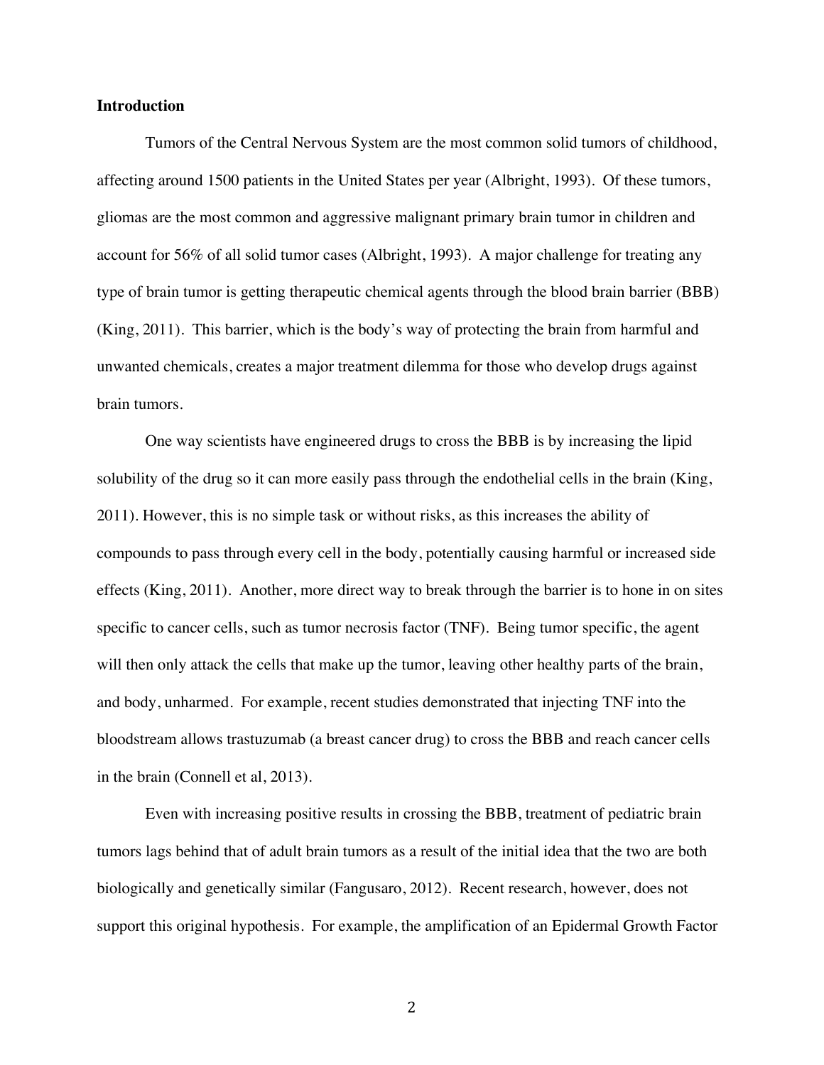**Introduction**

Tumors of the Central Nervous System are the most common solid tumors of childhood, affecting around 1500 patients in the United States per year (Albright, 1993). Of these tumors, gliomas are the most common and aggressive malignant primary brain tumor in children and account for 56% of all solid tumor cases (Albright, 1993). A major challenge for treating any type of brain tumor is getting therapeutic chemical agents through the blood brain barrier (BBB) (King, 2011). This barrier, which is the body's way of protecting the brain from harmful and unwanted chemicals, creates a major treatment dilemma for those who develop drugs against brain tumors.

One way scientists have engineered drugs to cross the BBB is by increasing the lipid solubility of the drug so it can more easily pass through the endothelial cells in the brain (King, 2011). However, this is no simple task or without risks, as this increases the ability of compounds to pass through every cell in the body, potentially causing harmful or increased side effects (King, 2011). Another, more direct way to break through the barrier is to hone in on sites specific to cancer cells, such as tumor necrosis factor (TNF). Being tumor specific, the agent will then only attack the cells that make up the tumor, leaving other healthy parts of the brain, and body, unharmed. For example, recent studies demonstrated that injecting TNF into the bloodstream allows trastuzumab (a breast cancer drug) to cross the BBB and reach cancer cells in the brain (Connell et al, 2013).

Even with increasing positive results in crossing the BBB, treatment of pediatric brain tumors lags behind that of adult brain tumors as a result of the initial idea that the two are both biologically and genetically similar (Fangusaro, 2012). Recent research, however, does not support this original hypothesis. For example, the amplification of an Epidermal Growth Factor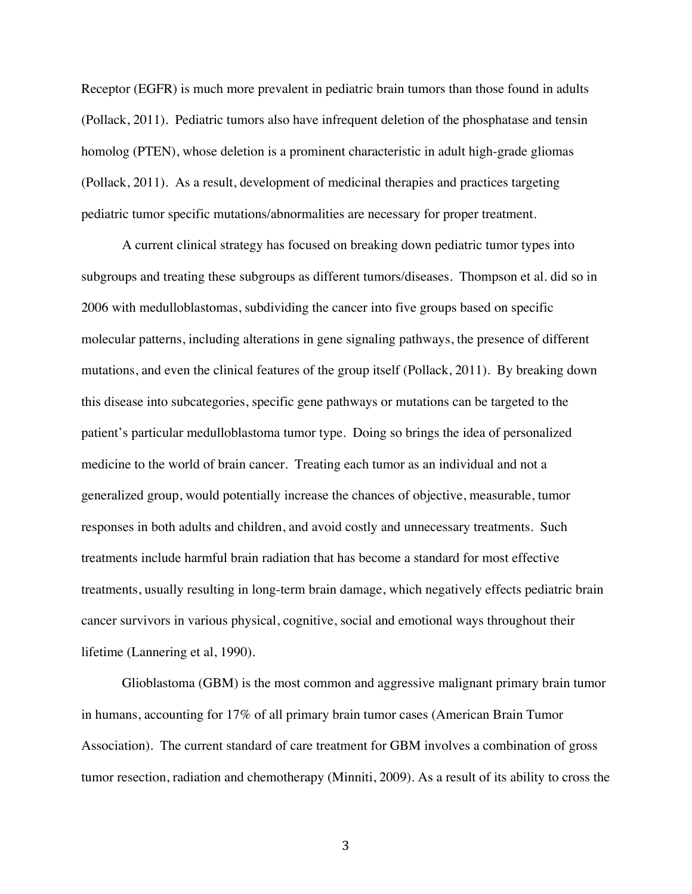Receptor (EGFR) is much more prevalent in pediatric brain tumors than those found in adults (Pollack, 2011). Pediatric tumors also have infrequent deletion of the phosphatase and tensin homolog (PTEN), whose deletion is a prominent characteristic in adult high-grade gliomas (Pollack, 2011). As a result, development of medicinal therapies and practices targeting pediatric tumor specific mutations/abnormalities are necessary for proper treatment.

A current clinical strategy has focused on breaking down pediatric tumor types into subgroups and treating these subgroups as different tumors/diseases. Thompson et al. did so in 2006 with medulloblastomas, subdividing the cancer into five groups based on specific molecular patterns, including alterations in gene signaling pathways, the presence of different mutations, and even the clinical features of the group itself (Pollack, 2011). By breaking down this disease into subcategories, specific gene pathways or mutations can be targeted to the patient's particular medulloblastoma tumor type. Doing so brings the idea of personalized medicine to the world of brain cancer. Treating each tumor as an individual and not a generalized group, would potentially increase the chances of objective, measurable, tumor responses in both adults and children, and avoid costly and unnecessary treatments. Such treatments include harmful brain radiation that has become a standard for most effective treatments, usually resulting in long-term brain damage, which negatively effects pediatric brain cancer survivors in various physical, cognitive, social and emotional ways throughout their lifetime (Lannering et al, 1990).

Glioblastoma (GBM) is the most common and aggressive malignant primary brain tumor in humans, accounting for 17% of all primary brain tumor cases (American Brain Tumor Association). The current standard of care treatment for GBM involves a combination of gross tumor resection, radiation and chemotherapy (Minniti, 2009). As a result of its ability to cross the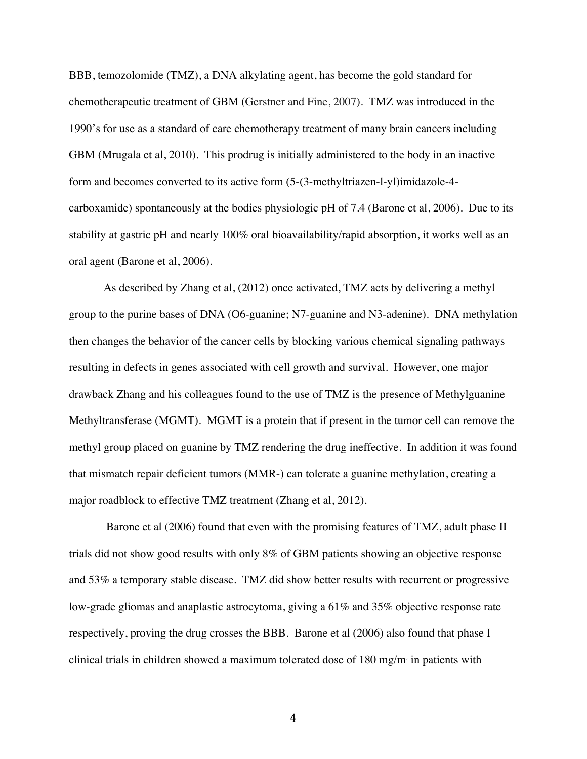BBB, temozolomide (TMZ), a DNA alkylating agent, has become the gold standard for chemotherapeutic treatment of GBM (Gerstner and Fine, 2007). TMZ was introduced in the 1990's for use as a standard of care chemotherapy treatment of many brain cancers including GBM (Mrugala et al, 2010). This prodrug is initially administered to the body in an inactive form and becomes converted to its active form (5-(3-methyltriazen-l-yl)imidazole-4-carboxamide) spontaneously at the bodies physiologic pH of 7.4 (Barone et al, 2006). Due to its stability at gastric pH and nearly 100% oral bioavailability/rapid absorption, it works well as an oral agent (Barone et al, 2006).

As described by Zhang et al, (2012) once activated, TMZ acts by delivering a methyl group to the purine bases of DNA (O6-guanine; N7-guanine and N3-adenine). DNA methylation then changes the behavior of the cancer cells by blocking various chemical signaling pathways resulting in defects in genes associated with cell growth and survival. However, one major drawback Zhang and his colleagues found to the use of TMZ is the presence of Methylguanine Methyltransferase (MGMT). MGMT is a protein that if present in the tumor cell can remove the methyl group placed on guanine by TMZ rendering the drug ineffective. In addition it was found that mismatch repair deficient tumors (MMR-) can tolerate a guanine methylation, creating a major roadblock to effective TMZ treatment (Zhang et al, 2012).

Barone et al (2006) found that even with the promising features of TMZ, adult phase II trials did not show good results with only 8% of GBM patients showing an objective response and 53% a temporary stable disease. TMZ did show better results with recurrent or progressive low-grade gliomas and anaplastic astrocytoma, giving a 61% and 35% objective response rate respectively, proving the drug crosses the BBB. Barone et al (2006) also found that phase I clinical trials in children showed a maximum tolerated dose of 180 $mg/m^2$ in patients with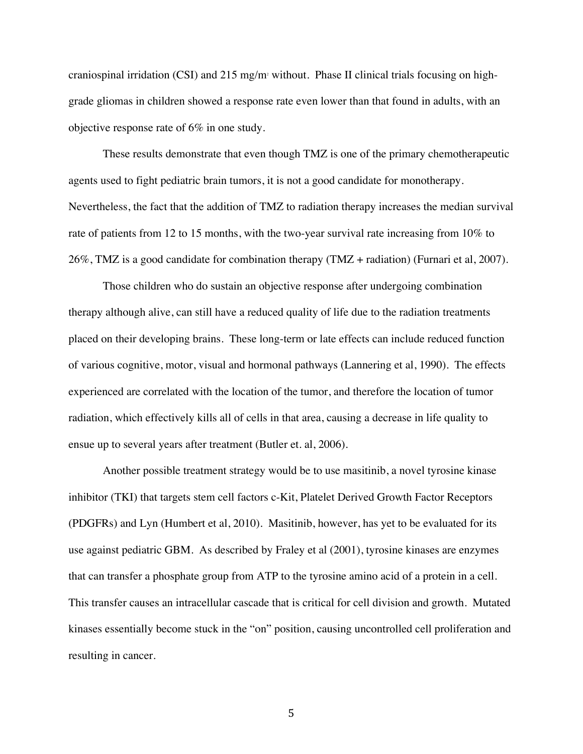craniospinal irridation (CSI) and 215 mg/$m^2$ without. Phase II clinical trials focusing on high-grade gliomas in children showed a response rate even lower than that found in adults, with an objective response rate of 6% in one study.

These results demonstrate that even though TMZ is one of the primary chemotherapeutic agents used to fight pediatric brain tumors, it is not a good candidate for monotherapy. Nevertheless, the fact that the addition of TMZ to radiation therapy increases the median survival rate of patients from 12 to 15 months, with the two-year survival rate increasing from 10% to 26%, TMZ is a good candidate for combination therapy (TMZ + radiation) (Furnari et al, 2007).

Those children who do sustain an objective response after undergoing combination therapy although alive, can still have a reduced quality of life due to the radiation treatments placed on their developing brains. These long-term or late effects can include reduced function of various cognitive, motor, visual and hormonal pathways (Lannering et al, 1990). The effects experienced are correlated with the location of the tumor, and therefore the location of tumor radiation, which effectively kills all of cells in that area, causing a decrease in life quality to ensue up to several years after treatment (Butler et. al, 2006).

Another possible treatment strategy would be to use masitinib, a novel tyrosine kinase inhibitor (TKI) that targets stem cell factors c-Kit, Platelet Derived Growth Factor Receptors (PDGFRs) and Lyn (Humbert et al, 2010). Masitinib, however, has yet to be evaluated for its use against pediatric GBM. As described by Fraley et al (2001), tyrosine kinases are enzymes that can transfer a phosphate group from ATP to the tyrosine amino acid of a protein in a cell. This transfer causes an intracellular cascade that is critical for cell division and growth. Mutated kinases essentially become stuck in the "on" position, causing uncontrolled cell proliferation and resulting in cancer.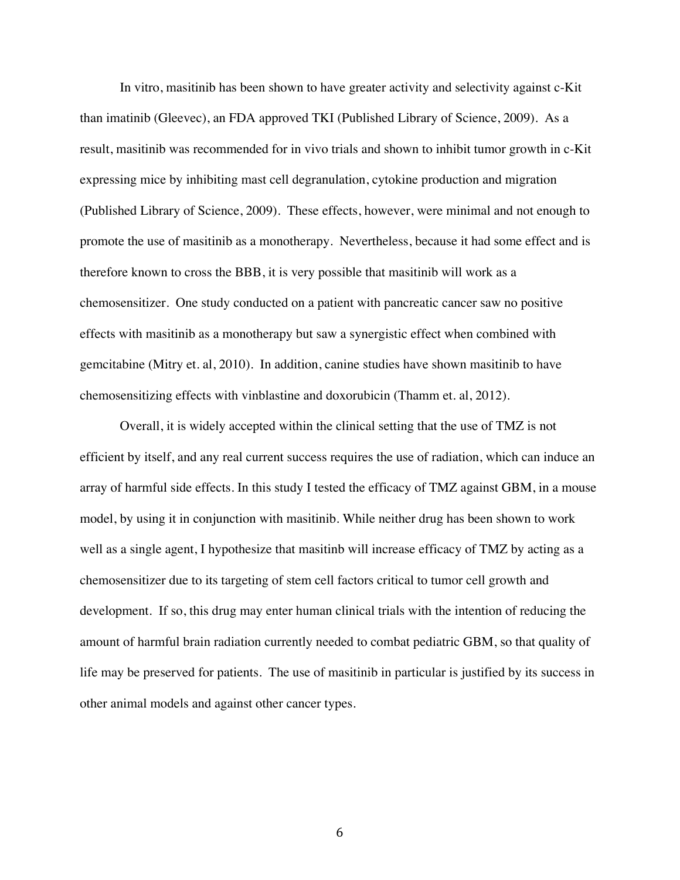In vitro, masitinib has been shown to have greater activity and selectivity against c-Kit than imatinib (Gleevec), an FDA approved TKI (Published Library of Science, 2009). As a result, masitinib was recommended for in vivo trials and shown to inhibit tumor growth in c-Kit expressing mice by inhibiting mast cell degranulation, cytokine production and migration (Published Library of Science, 2009). These effects, however, were minimal and not enough to promote the use of masitinib as a monotherapy. Nevertheless, because it had some effect and is therefore known to cross the BBB, it is very possible that masitinib will work as a chemosensitizer. One study conducted on a patient with pancreatic cancer saw no positive effects with masitinib as a monotherapy but saw a synergistic effect when combined with gemcitabine (Mitry et. al, 2010). In addition, canine studies have shown masitinib to have chemosensitizing effects with vinblastine and doxorubicin (Thamm et. al, 2012).

Overall, it is widely accepted within the clinical setting that the use of TMZ is not efficient by itself, and any real current success requires the use of radiation, which can induce an array of harmful side effects. In this study I tested the efficacy of TMZ against GBM, in a mouse model, by using it in conjunction with masitinib. While neither drug has been shown to work well as a single agent, I hypothesize that masitinb will increase efficacy of TMZ by acting as a chemosensitizer due to its targeting of stem cell factors critical to tumor cell growth and development. If so, this drug may enter human clinical trials with the intention of reducing the amount of harmful brain radiation currently needed to combat pediatric GBM, so that quality of life may be preserved for patients. The use of masitinib in particular is justified by its success in other animal models and against other cancer types.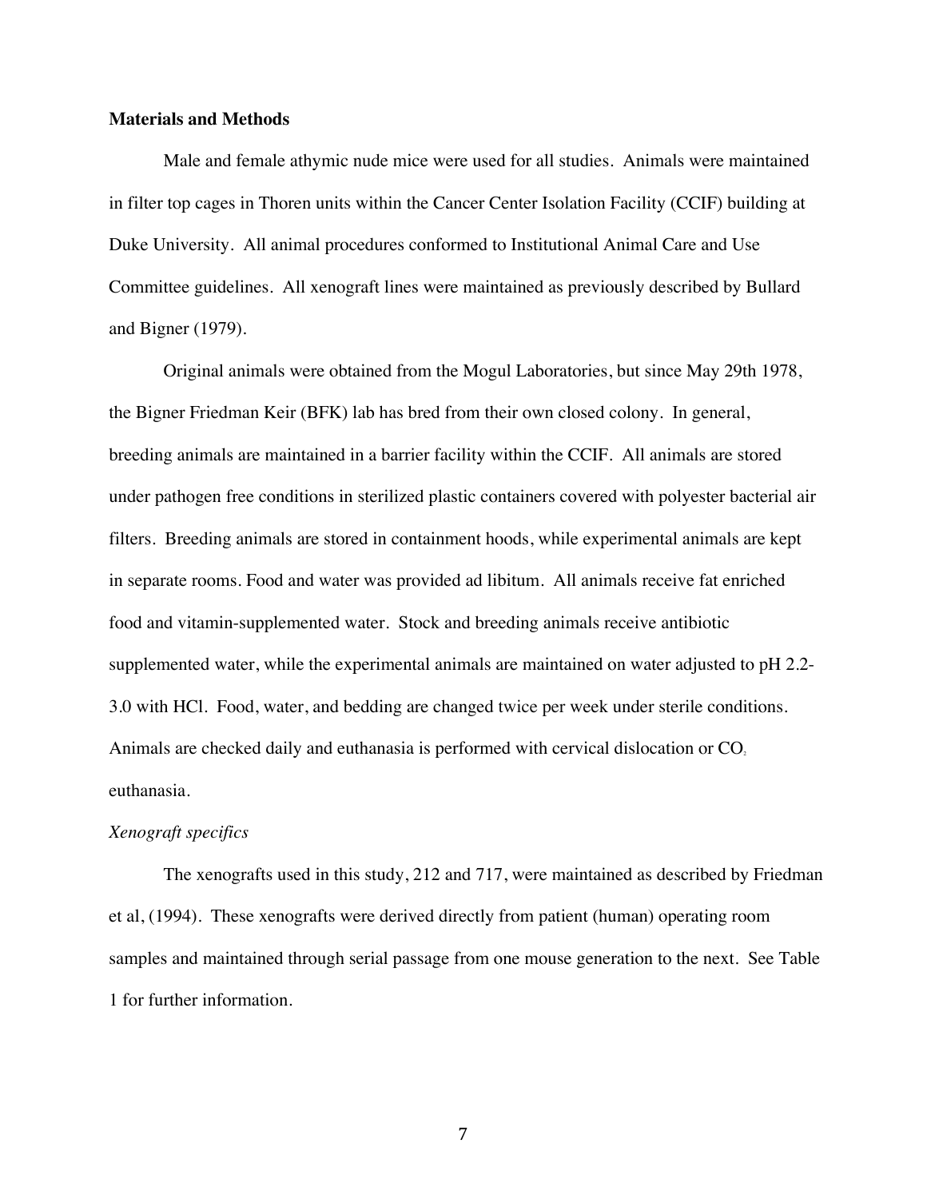**Materials and Methods**

Male and female athymic nude mice were used for all studies. Animals were maintained in filter top cages in Thoren units within the Cancer Center Isolation Facility (CCIF) building at Duke University. All animal procedures conformed to Institutional Animal Care and Use Committee guidelines. All xenograft lines were maintained as previously described by Bullard and Bigner (1979).

Original animals were obtained from the Mogul Laboratories, but since May 29th 1978, the Bigner Friedman Keir (BFK) lab has bred from their own closed colony. In general, breeding animals are maintained in a barrier facility within the CCIF. All animals are stored under pathogen free conditions in sterilized plastic containers covered with polyester bacterial air filters. Breeding animals are stored in containment hoods, while experimental animals are kept in separate rooms. Food and water was provided ad libitum. All animals receive fat enriched food and vitamin-supplemented water. Stock and breeding animals receive antibiotic supplemented water, while the experimental animals are maintained on water adjusted to pH 2.2-3.0 with HCl. Food, water, and bedding are changed twice per week under sterile conditions. Animals are checked daily and euthanasia is performed with cervical dislocation or $CO_2$ euthanasia.

*Xenograft specifics*

The xenografts used in this study, 212 and 717, were maintained as described by Friedman et al, (1994). These xenografts were derived directly from patient (human) operating room samples and maintained through serial passage from one mouse generation to the next. See Table 1 for further information.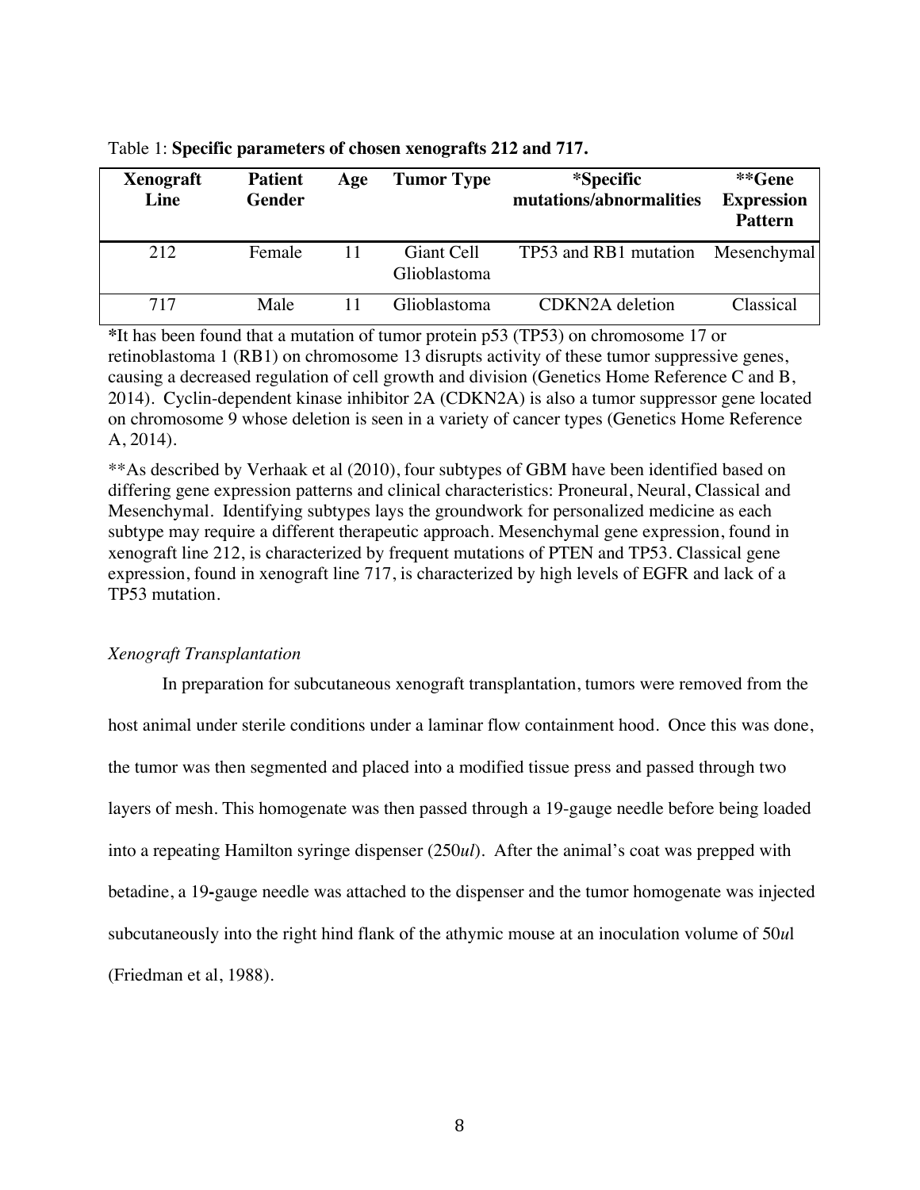Table 1: **Specific parameters of chosen xenografts 212 and 717.**

| Xenograft Line | Patient Gender | Age | Tumor Type | *Specific mutations/abnormalities | **Gene Expression Pattern |
|---|---|---|---|---|---|
| 212 | Female | 11 | Giant Cell Glioblastoma | TP53 and RB1 mutation | Mesenchymal |
| 717 | Male | 11 | Glioblastoma | CDKN2A deletion | Classical |

*It has been found that a mutation of tumor protein p53 (TP53) on chromosome 17 or retinoblastoma 1 (RB1) on chromosome 13 disrupts activity of these tumor suppressive genes, causing a decreased regulation of cell growth and division (Genetics Home Reference C and B, 2014). Cyclin-dependent kinase inhibitor 2A (CDKN2A) is also a tumor suppressor gene located on chromosome 9 whose deletion is seen in a variety of cancer types (Genetics Home Reference A, 2014).

**As described by Verhaak et al (2010), four subtypes of GBM have been identified based on differing gene expression patterns and clinical characteristics: Proneural, Neural, Classical and Mesenchymal. Identifying subtypes lays the groundwork for personalized medicine as each subtype may require a different therapeutic approach. Mesenchymal gene expression, found in xenograft line 212, is characterized by frequent mutations of PTEN and TP53. Classical gene expression, found in xenograft line 717, is characterized by high levels of EGFR and lack of a TP53 mutation.

*Xenograft Transplantation*

In preparation for subcutaneous xenograft transplantation, tumors were removed from the host animal under sterile conditions under a laminar flow containment hood. Once this was done, the tumor was then segmented and placed into a modified tissue press and passed through two layers of mesh. This homogenate was then passed through a 19-gauge needle before being loaded into a repeating Hamilton syringe dispenser (250*ul*). After the animal's coat was prepped with betadine, a 19-gauge needle was attached to the dispenser and the tumor homogenate was injected subcutaneously into the right hind flank of the athymic mouse at an inoculation volume of 50*u*l (Friedman et al, 1988).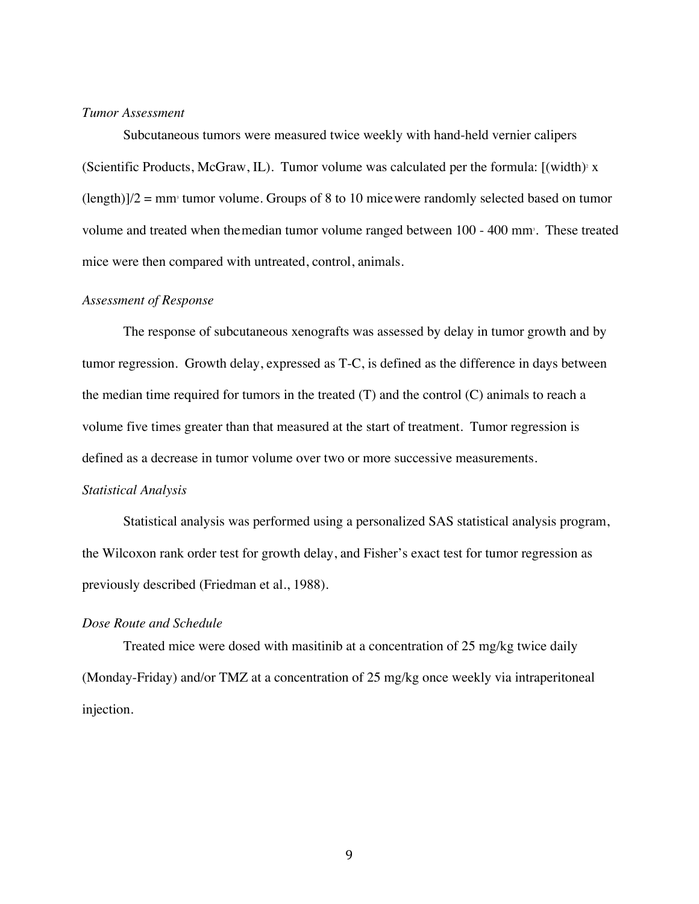*Tumor Assessment*

Subcutaneous tumors were measured twice weekly with hand-held vernier calipers (Scientific Products, McGraw, IL). Tumor volume was calculated per the formula: $[(\text{width})^2 \times (\text{length})]/2 = \text{mm}^3$ tumor volume. Groups of 8 to 10 mice were randomly selected based on tumor volume and treated when the median tumor volume ranged between 100 - 400 $\text{mm}^3$. These treated mice were then compared with untreated, control, animals.

*Assessment of Response*

The response of subcutaneous xenografts was assessed by delay in tumor growth and by tumor regression. Growth delay, expressed as T-C, is defined as the difference in days between the median time required for tumors in the treated (T) and the control (C) animals to reach a volume five times greater than that measured at the start of treatment. Tumor regression is defined as a decrease in tumor volume over two or more successive measurements.

*Statistical Analysis*

Statistical analysis was performed using a personalized SAS statistical analysis program, the Wilcoxon rank order test for growth delay, and Fisher's exact test for tumor regression as previously described (Friedman et al., 1988).

*Dose Route and Schedule*

Treated mice were dosed with masitinib at a concentration of 25 mg/kg twice daily (Monday-Friday) and/or TMZ at a concentration of 25 mg/kg once weekly via intraperitoneal injection.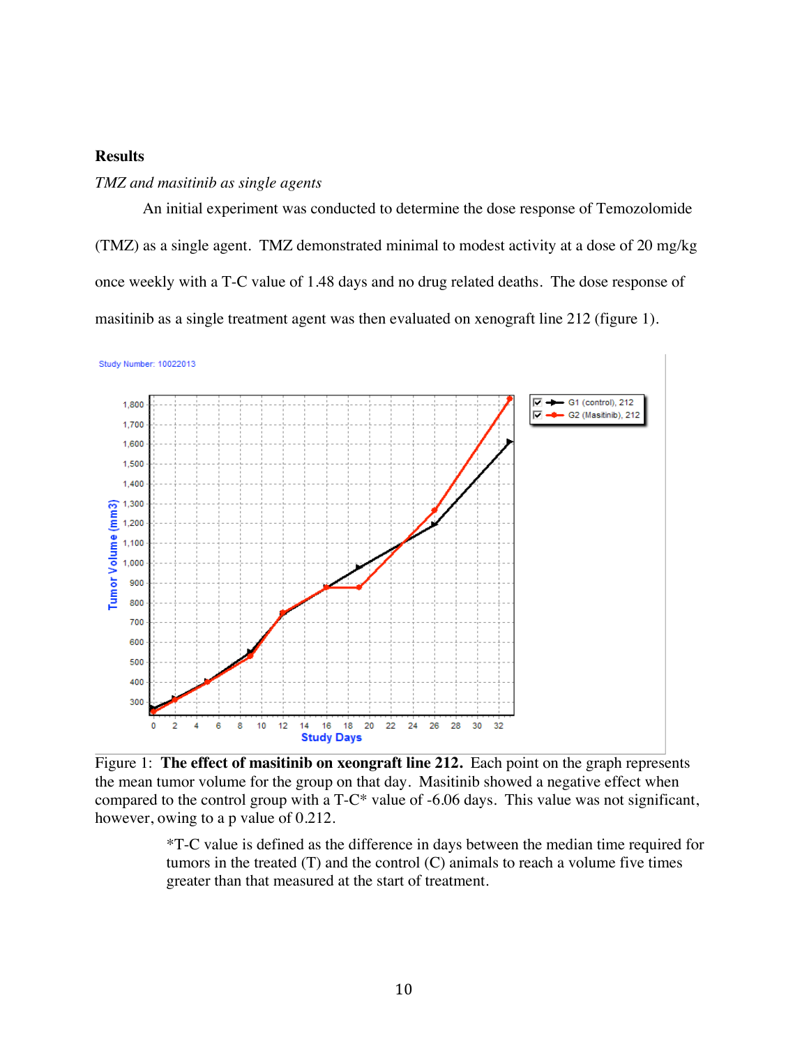## Results

*TMZ and masitinib as single agents*

An initial experiment was conducted to determine the dose response of Temozolomide (TMZ) as a single agent. TMZ demonstrated minimal to modest activity at a dose of 20 mg/kg once weekly with a T-C value of 1.48 days and no drug related deaths. The dose response of masitinib as a single treatment agent was then evaluated on xenograft line 212 (figure 1).

Figure 1: **The effect of masitinib on xeongraft line 212.** Each point on the graph represents the mean tumor volume for the group on that day. Masitinib showed a negative effect when compared to the control group with a T-C* value of -6.06 days. This value was not significant, however, owing to a p value of 0.212.

*T-C value is defined as the difference in days between the median time required for tumors in the treated (T) and the control (C) animals to reach a volume five times greater than that measured at the start of treatment.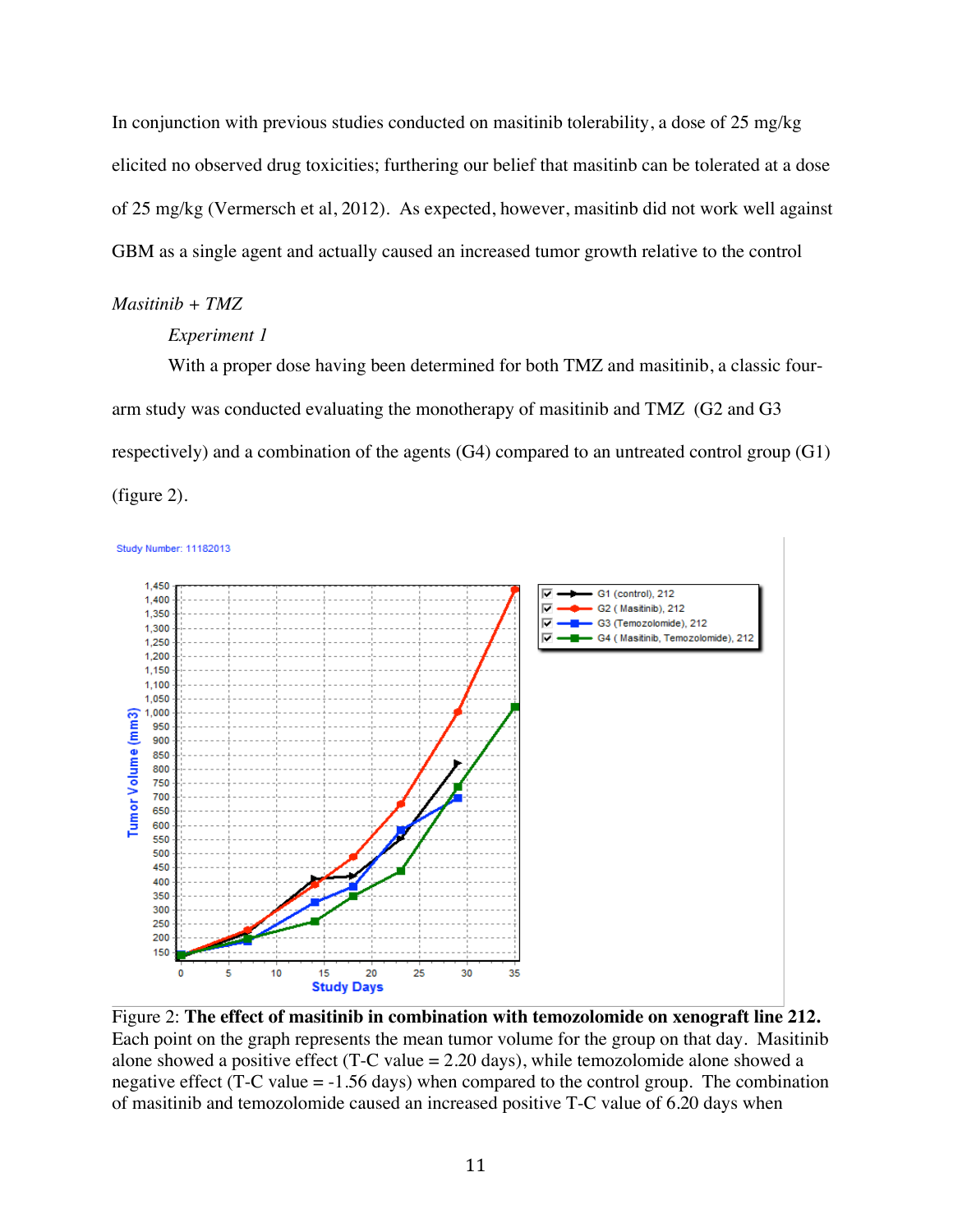In conjunction with previous studies conducted on masitinib tolerability, a dose of 25 mg/kg elicited no observed drug toxicities; furthering our belief that masitinb can be tolerated at a dose of 25 mg/kg (Vermersch et al, 2012). As expected, however, masitinb did not work well against GBM as a single agent and actually caused an increased tumor growth relative to the control

*Masitinib + TMZ*

*Experiment 1*

With a proper dose having been determined for both TMZ and masitinib, a classic four-arm study was conducted evaluating the monotherapy of masitinib and TMZ (G2 and G3 respectively) and a combination of the agents (G4) compared to an untreated control group (G1) (figure 2).

Figure 2: **The effect of masitinib in combination with temozolomide on xenograft line 212.** Each point on the graph represents the mean tumor volume for the group on that day. Masitinib alone showed a positive effect (T-C value = 2.20 days), while temozolomide alone showed a negative effect (T-C value = -1.56 days) when compared to the control group. The combination of masitinib and temozolomide caused an increased positive T-C value of 6.20 days when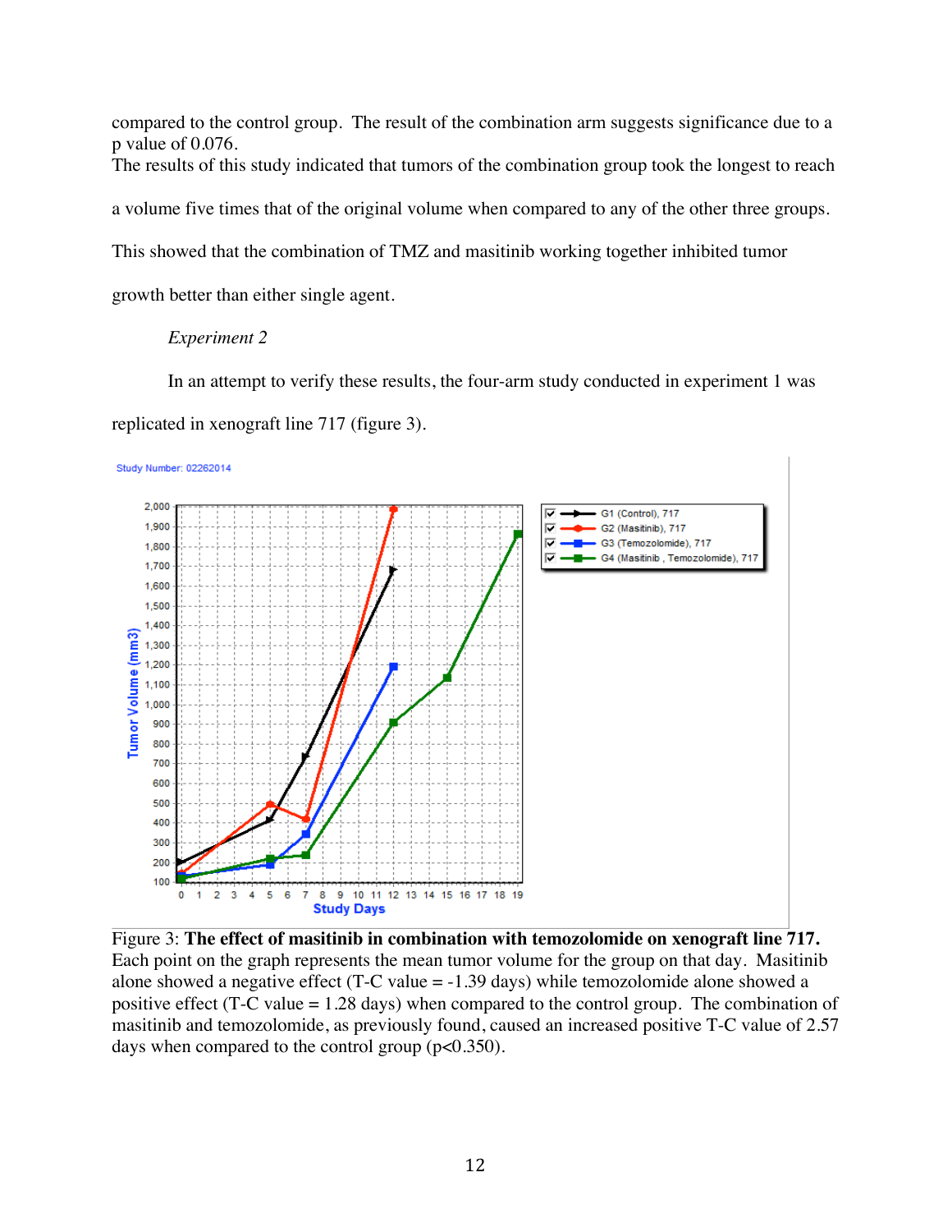compared to the control group. The result of the combination arm suggests significance due to a p value of 0.076.

The results of this study indicated that tumors of the combination group took the longest to reach a volume five times that of the original volume when compared to any of the other three groups. This showed that the combination of TMZ and masitinib working together inhibited tumor growth better than either single agent.

*Experiment 2*

In an attempt to verify these results, the four-arm study conducted in experiment 1 was replicated in xenograft line 717 (figure 3).

Figure 3: **The effect of masitinib in combination with temozolomide on xenograft line 717.** Each point on the graph represents the mean tumor volume for the group on that day. Masitinib alone showed a negative effect (T-C value = -1.39 days) while temozolomide alone showed a positive effect (T-C value = 1.28 days) when compared to the control group. The combination of masitinib and temozolomide, as previously found, caused an increased positive T-C value of 2.57 days when compared to the control group ($p<0.350$).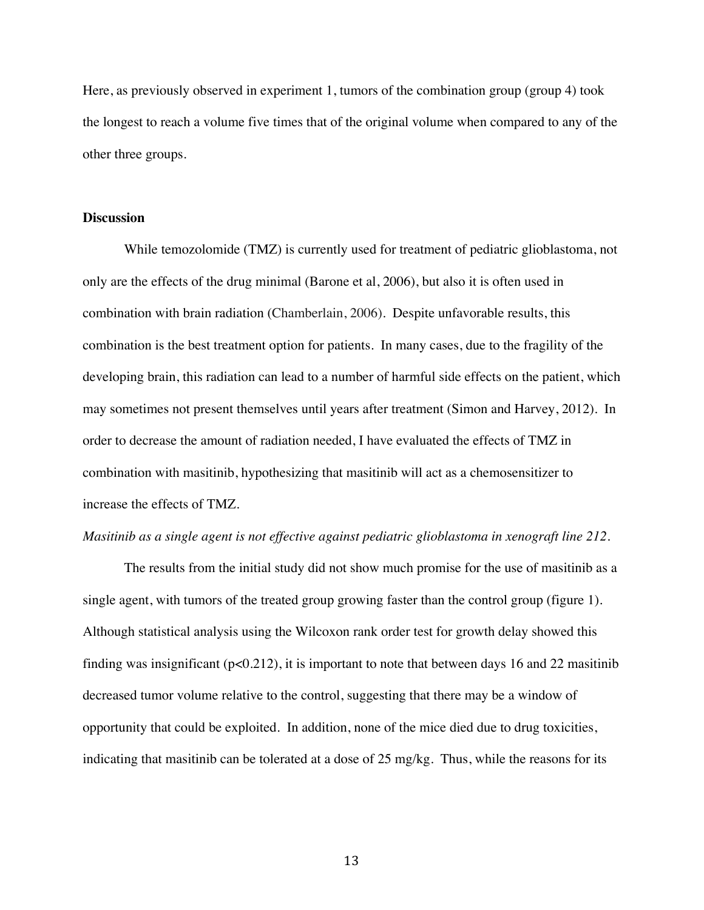Here, as previously observed in experiment 1, tumors of the combination group (group 4) took the longest to reach a volume five times that of the original volume when compared to any of the other three groups.

## Discussion

While temozolomide (TMZ) is currently used for treatment of pediatric glioblastoma, not only are the effects of the drug minimal (Barone et al, 2006), but also it is often used in combination with brain radiation (Chamberlain, 2006). Despite unfavorable results, this combination is the best treatment option for patients. In many cases, due to the fragility of the developing brain, this radiation can lead to a number of harmful side effects on the patient, which may sometimes not present themselves until years after treatment (Simon and Harvey, 2012). In order to decrease the amount of radiation needed, I have evaluated the effects of TMZ in combination with masitinib, hypothesizing that masitinib will act as a chemosensitizer to increase the effects of TMZ.

*Masitinib as a single agent is not effective against pediatric glioblastoma in xenograft line 212.*

The results from the initial study did not show much promise for the use of masitinib as a single agent, with tumors of the treated group growing faster than the control group (figure 1). Although statistical analysis using the Wilcoxon rank order test for growth delay showed this finding was insignificant ($p<0.212$), it is important to note that between days 16 and 22 masitinib decreased tumor volume relative to the control, suggesting that there may be a window of opportunity that could be exploited. In addition, none of the mice died due to drug toxicities, indicating that masitinib can be tolerated at a dose of 25 mg/kg. Thus, while the reasons for its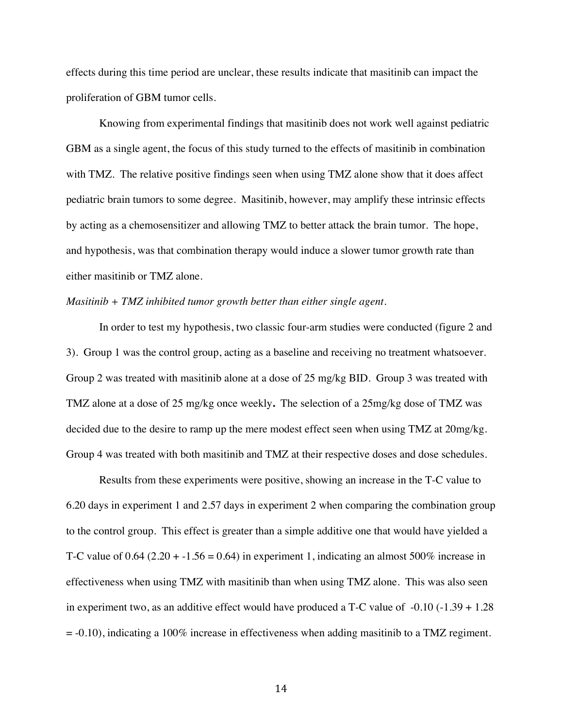effects during this time period are unclear, these results indicate that masitinib can impact the proliferation of GBM tumor cells.

Knowing from experimental findings that masitinib does not work well against pediatric GBM as a single agent, the focus of this study turned to the effects of masitinib in combination with TMZ. The relative positive findings seen when using TMZ alone show that it does affect pediatric brain tumors to some degree. Masitinib, however, may amplify these intrinsic effects by acting as a chemosensitizer and allowing TMZ to better attack the brain tumor. The hope, and hypothesis, was that combination therapy would induce a slower tumor growth rate than either masitinib or TMZ alone.

*Masitinib + TMZ inhibited tumor growth better than either single agent.*

In order to test my hypothesis, two classic four-arm studies were conducted (figure 2 and 3). Group 1 was the control group, acting as a baseline and receiving no treatment whatsoever. Group 2 was treated with masitinib alone at a dose of 25 mg/kg BID. Group 3 was treated with TMZ alone at a dose of 25 mg/kg once weekly**.** The selection of a 25mg/kg dose of TMZ was decided due to the desire to ramp up the mere modest effect seen when using TMZ at 20mg/kg. Group 4 was treated with both masitinib and TMZ at their respective doses and dose schedules.

Results from these experiments were positive, showing an increase in the T-C value to 6.20 days in experiment 1 and 2.57 days in experiment 2 when comparing the combination group to the control group. This effect is greater than a simple additive one that would have yielded a T-C value of 0.64 ($2.20 + -1.56 = 0.64$) in experiment 1, indicating an almost 500% increase in effectiveness when using TMZ with masitinib than when using TMZ alone. This was also seen in experiment two, as an additive effect would have produced a T-C value of -0.10 ($-1.39 + 1.28 = -0.10$), indicating a 100% increase in effectiveness when adding masitinib to a TMZ regiment.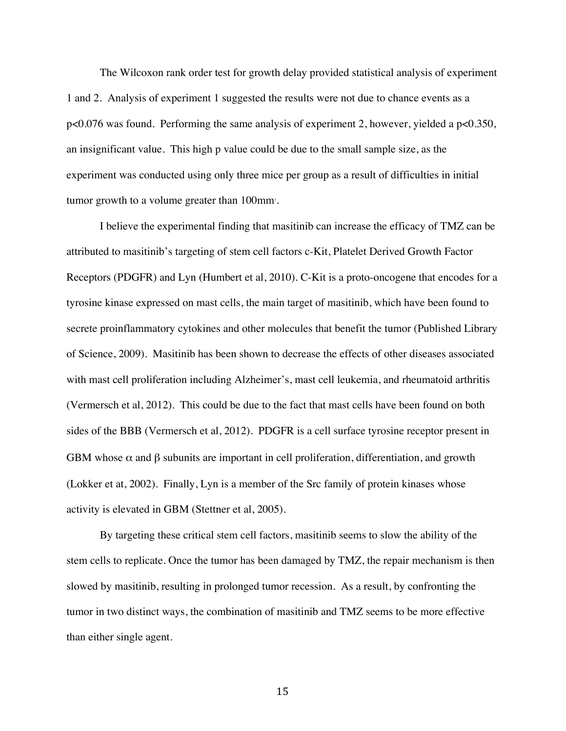The Wilcoxon rank order test for growth delay provided statistical analysis of experiment 1 and 2. Analysis of experiment 1 suggested the results were not due to chance events as a $p<0.076$ was found. Performing the same analysis of experiment 2, however, yielded a $p<0.350$, an insignificant value. This high p value could be due to the small sample size, as the experiment was conducted using only three mice per group as a result of difficulties in initial tumor growth to a volume greater than $100mm^3$.

I believe the experimental finding that masitinib can increase the efficacy of TMZ can be attributed to masitinib's targeting of stem cell factors c-Kit, Platelet Derived Growth Factor Receptors (PDGFR) and Lyn (Humbert et al, 2010). C-Kit is a proto-oncogene that encodes for a tyrosine kinase expressed on mast cells, the main target of masitinib, which have been found to secrete proinflammatory cytokines and other molecules that benefit the tumor (Published Library of Science, 2009). Masitinib has been shown to decrease the effects of other diseases associated with mast cell proliferation including Alzheimer's, mast cell leukemia, and rheumatoid arthritis (Vermersch et al, 2012). This could be due to the fact that mast cells have been found on both sides of the BBB (Vermersch et al, 2012). PDGFR is a cell surface tyrosine receptor present in GBM whose $\alpha$ and $\beta$ subunits are important in cell proliferation, differentiation, and growth (Lokker et at, 2002). Finally, Lyn is a member of the Src family of protein kinases whose activity is elevated in GBM (Stettner et al, 2005).

By targeting these critical stem cell factors, masitinib seems to slow the ability of the stem cells to replicate. Once the tumor has been damaged by TMZ, the repair mechanism is then slowed by masitinib, resulting in prolonged tumor recession. As a result, by confronting the tumor in two distinct ways, the combination of masitinib and TMZ seems to be more effective than either single agent.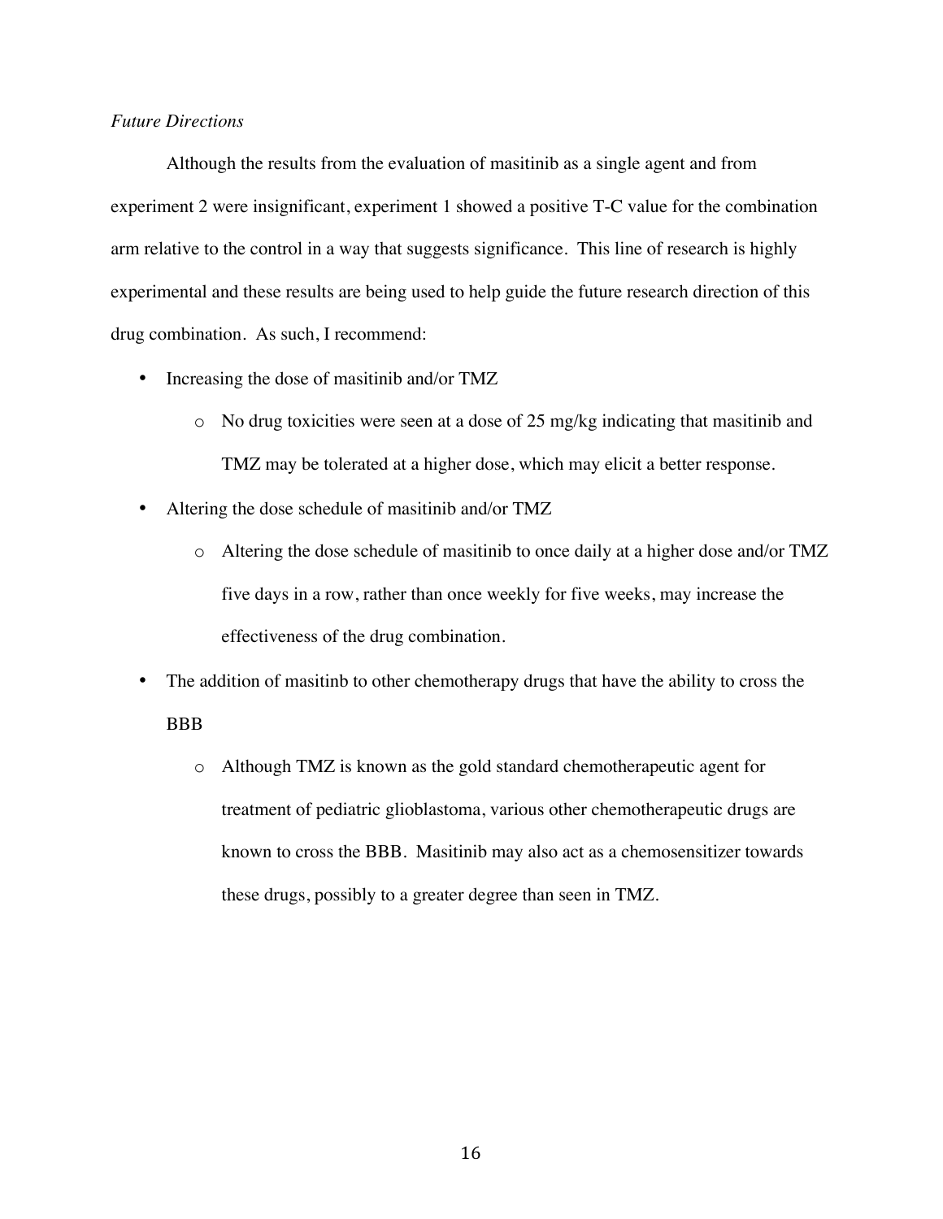*Future Directions*

Although the results from the evaluation of masitinib as a single agent and from experiment 2 were insignificant, experiment 1 showed a positive T-C value for the combination arm relative to the control in a way that suggests significance. This line of research is highly experimental and these results are being used to help guide the future research direction of this drug combination. As such, I recommend:

- Increasing the dose of masitinib and/or TMZ
    - No drug toxicities were seen at a dose of 25 mg/kg indicating that masitinib and TMZ may be tolerated at a higher dose, which may elicit a better response.
- Altering the dose schedule of masitinib and/or TMZ
    - Altering the dose schedule of masitinib to once daily at a higher dose and/or TMZ five days in a row, rather than once weekly for five weeks, may increase the effectiveness of the drug combination.
- The addition of masitinb to other chemotherapy drugs that have the ability to cross the BBB
    - Although TMZ is known as the gold standard chemotherapeutic agent for treatment of pediatric glioblastoma, various other chemotherapeutic drugs are known to cross the BBB. Masitinib may also act as a chemosensitizer towards these drugs, possibly to a greater degree than seen in TMZ.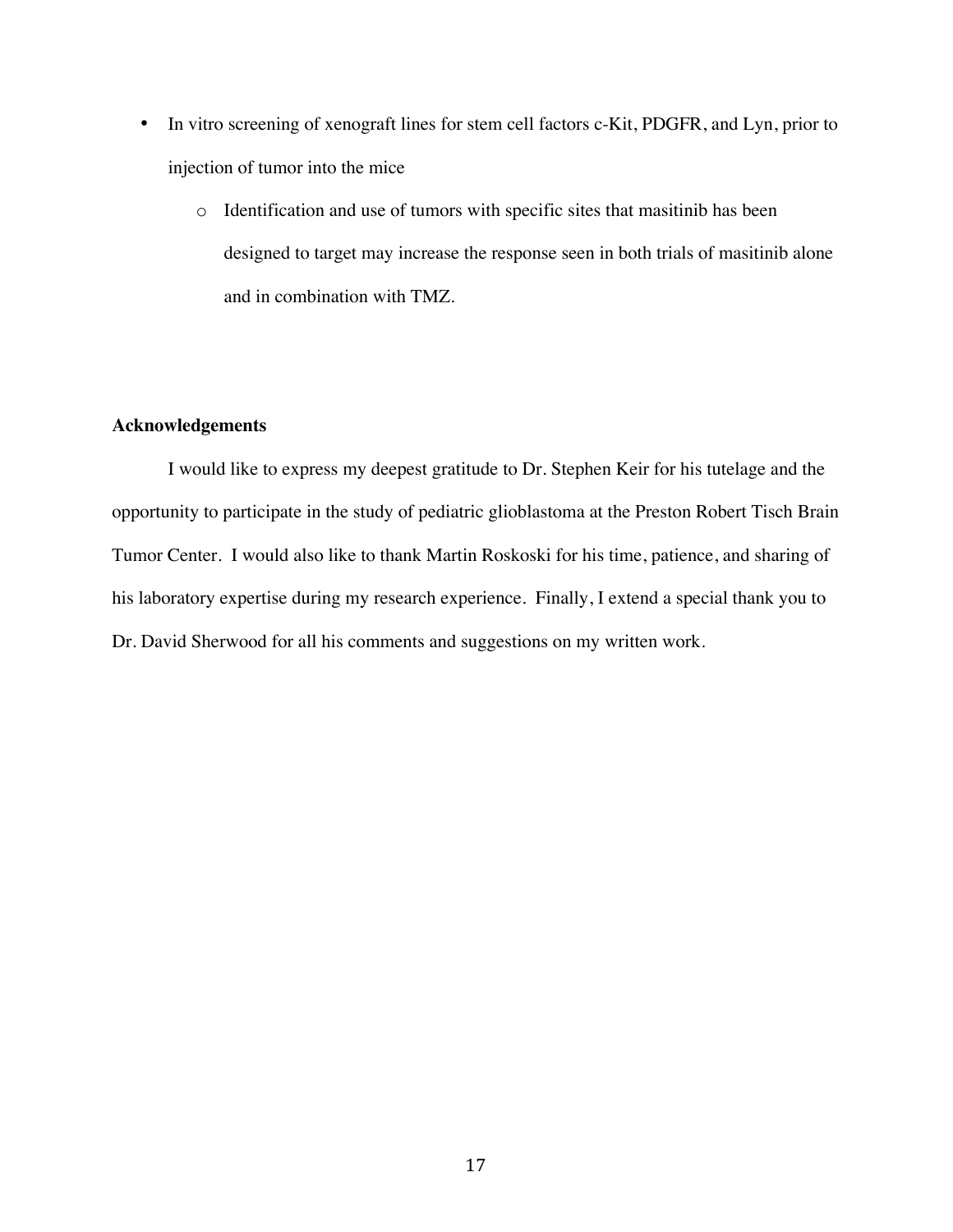- In vitro screening of xenograft lines for stem cell factors c-Kit, PDGFR, and Lyn, prior to injection of tumor into the mice
    - Identification and use of tumors with specific sites that masitinib has been designed to target may increase the response seen in both trials of masitinib alone and in combination with TMZ.

**Acknowledgements**

I would like to express my deepest gratitude to Dr. Stephen Keir for his tutelage and the opportunity to participate in the study of pediatric glioblastoma at the Preston Robert Tisch Brain Tumor Center. I would also like to thank Martin Roskoski for his time, patience, and sharing of his laboratory expertise during my research experience. Finally, I extend a special thank you to Dr. David Sherwood for all his comments and suggestions on my written work.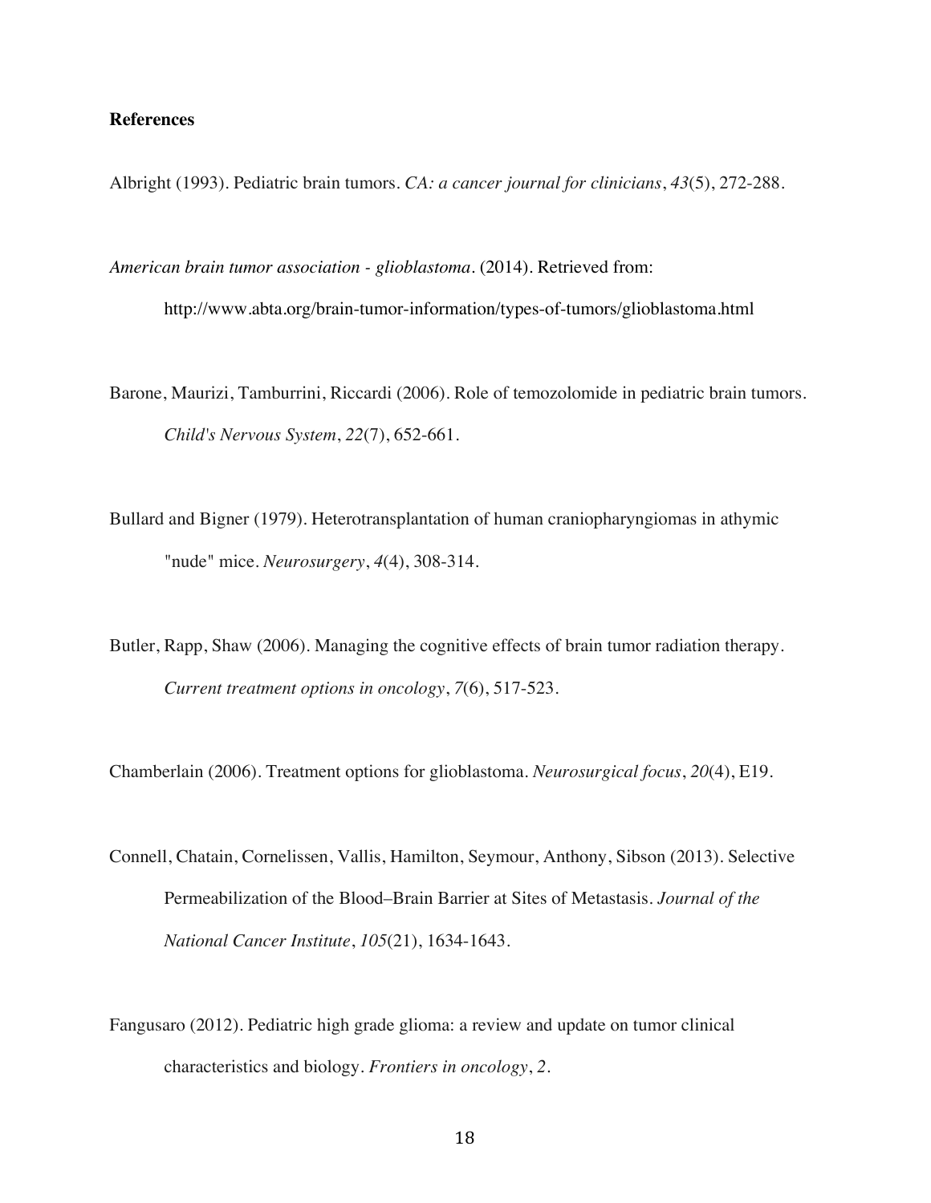**References**

Albright (1993). Pediatric brain tumors. *CA: a cancer journal for clinicians*, *43*(5), 272-288.

*American brain tumor association - glioblastoma*. (2014). Retrieved from: http://www.abta.org/brain-tumor-information/types-of-tumors/glioblastoma.html

Barone, Maurizi, Tamburrini, Riccardi (2006). Role of temozolomide in pediatric brain tumors. *Child's Nervous System*, *22*(7), 652-661.

Bullard and Bigner (1979). Heterotransplantation of human craniopharyngiomas in athymic "nude" mice. *Neurosurgery*, *4*(4), 308-314.

Butler, Rapp, Shaw (2006). Managing the cognitive effects of brain tumor radiation therapy. *Current treatment options in oncology*, *7*(6), 517-523.

Chamberlain (2006). Treatment options for glioblastoma. *Neurosurgical focus*, *20*(4), E19.

Connell, Chatain, Cornelissen, Vallis, Hamilton, Seymour, Anthony, Sibson (2013). Selective Permeabilization of the Blood–Brain Barrier at Sites of Metastasis. *Journal of the National Cancer Institute*, *105*(21), 1634-1643.

Fangusaro (2012). Pediatric high grade glioma: a review and update on tumor clinical characteristics and biology. *Frontiers in oncology*, *2*.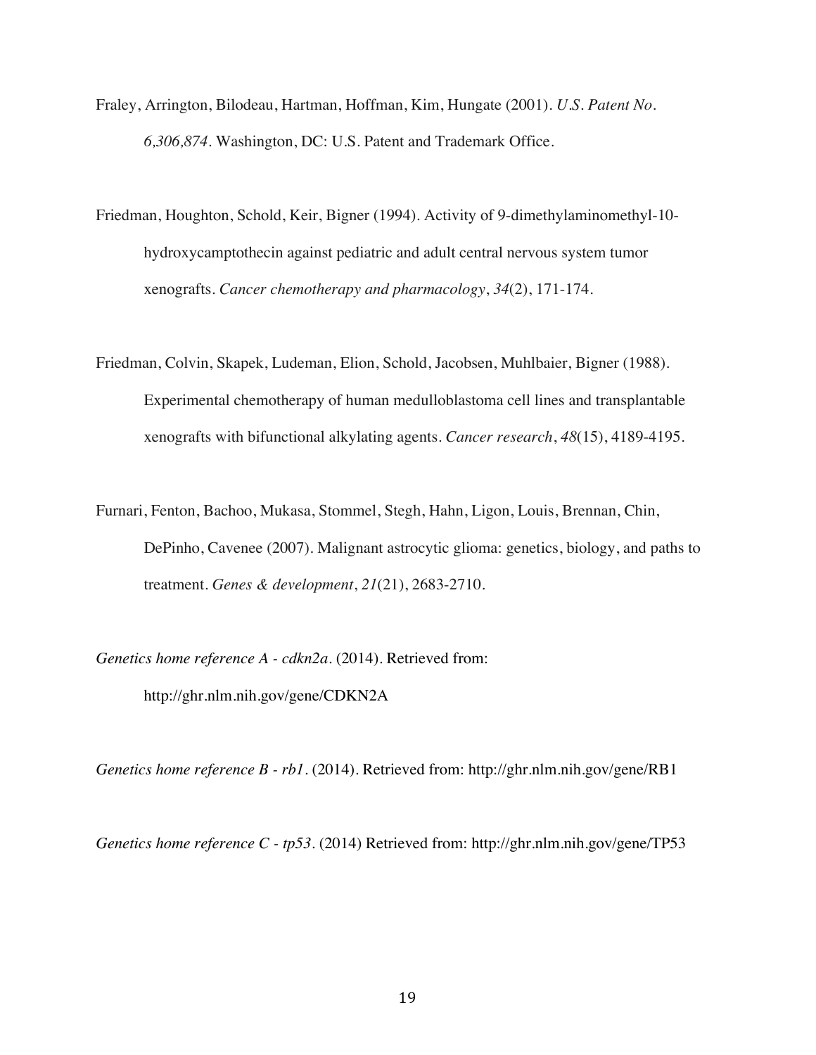Fraley, Arrington, Bilodeau, Hartman, Hoffman, Kim, Hungate (2001). *U.S. Patent No. 6,306,874*. Washington, DC: U.S. Patent and Trademark Office.

Friedman, Houghton, Schold, Keir, Bigner (1994). Activity of 9-dimethylaminomethyl-10-hydroxycamptothecin against pediatric and adult central nervous system tumor xenografts. *Cancer chemotherapy and pharmacology*, *34*(2), 171-174.

Friedman, Colvin, Skapek, Ludeman, Elion, Schold, Jacobsen, Muhlbaier, Bigner (1988). Experimental chemotherapy of human medulloblastoma cell lines and transplantable xenografts with bifunctional alkylating agents. *Cancer research*, *48*(15), 4189-4195.

Furnari, Fenton, Bachoo, Mukasa, Stommel, Stegh, Hahn, Ligon, Louis, Brennan, Chin, DePinho, Cavenee (2007). Malignant astrocytic glioma: genetics, biology, and paths to treatment. *Genes & development*, *21*(21), 2683-2710.

*Genetics home reference A - cdkn2a*. (2014). Retrieved from: http://ghr.nlm.nih.gov/gene/CDKN2A

*Genetics home reference B - rb1*. (2014). Retrieved from: http://ghr.nlm.nih.gov/gene/RB1

*Genetics home reference C - tp53*. (2014) Retrieved from: http://ghr.nlm.nih.gov/gene/TP53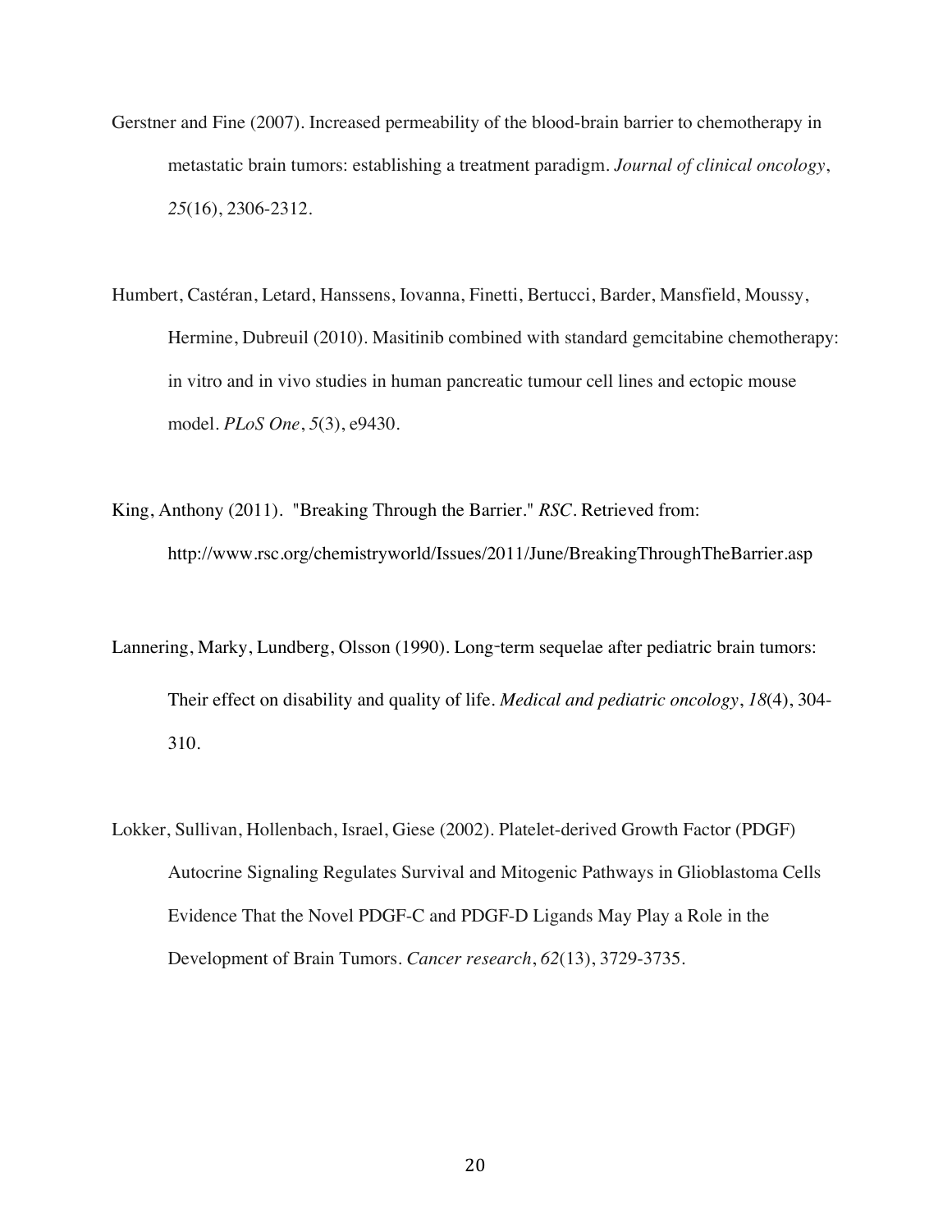Gerstner and Fine (2007). Increased permeability of the blood-brain barrier to chemotherapy in metastatic brain tumors: establishing a treatment paradigm. *Journal of clinical oncology*, *25*(16), 2306-2312.

Humbert, Castéran, Letard, Hanssens, Iovanna, Finetti, Bertucci, Barder, Mansfield, Moussy, Hermine, Dubreuil (2010). Masitinib combined with standard gemcitabine chemotherapy: in vitro and in vivo studies in human pancreatic tumour cell lines and ectopic mouse model. *PLoS One*, *5*(3), e9430.

King, Anthony (2011). "Breaking Through the Barrier." *RSC*. Retrieved from: http://www.rsc.org/chemistryworld/Issues/2011/June/BreakingThroughTheBarrier.asp

Lannering, Marky, Lundberg, Olsson (1990). Long‐term sequelae after pediatric brain tumors: Their effect on disability and quality of life. *Medical and pediatric oncology*, *18*(4), 304-310.

Lokker, Sullivan, Hollenbach, Israel, Giese (2002). Platelet-derived Growth Factor (PDGF) Autocrine Signaling Regulates Survival and Mitogenic Pathways in Glioblastoma Cells Evidence That the Novel PDGF-C and PDGF-D Ligands May Play a Role in the Development of Brain Tumors. *Cancer research*, *62*(13), 3729-3735.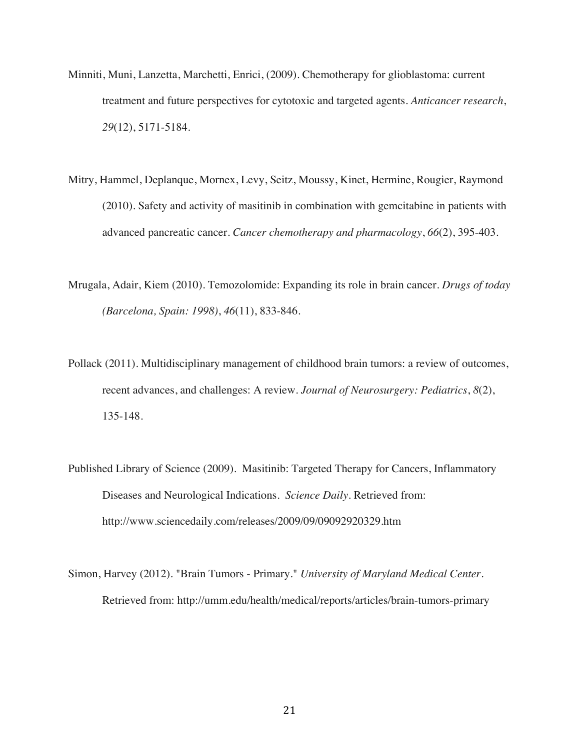Minniti, Muni, Lanzetta, Marchetti, Enrici, (2009). Chemotherapy for glioblastoma: current treatment and future perspectives for cytotoxic and targeted agents. *Anticancer research*, *29*(12), 5171-5184.

Mitry, Hammel, Deplanque, Mornex, Levy, Seitz, Moussy, Kinet, Hermine, Rougier, Raymond (2010). Safety and activity of masitinib in combination with gemcitabine in patients with advanced pancreatic cancer. *Cancer chemotherapy and pharmacology*, *66*(2), 395-403.

Mrugala, Adair, Kiem (2010). Temozolomide: Expanding its role in brain cancer. *Drugs of today (Barcelona, Spain: 1998)*, *46*(11), 833-846.

Pollack (2011). Multidisciplinary management of childhood brain tumors: a review of outcomes, recent advances, and challenges: A review. *Journal of Neurosurgery: Pediatrics*, *8*(2), 135-148.

Published Library of Science (2009). Masitinib: Targeted Therapy for Cancers, Inflammatory Diseases and Neurological Indications. *Science Daily*. Retrieved from: http://www.sciencedaily.com/releases/2009/09/09092920329.htm

Simon, Harvey (2012). "Brain Tumors - Primary." *University of Maryland Medical Center*. Retrieved from: http://umm.edu/health/medical/reports/articles/brain-tumors-primary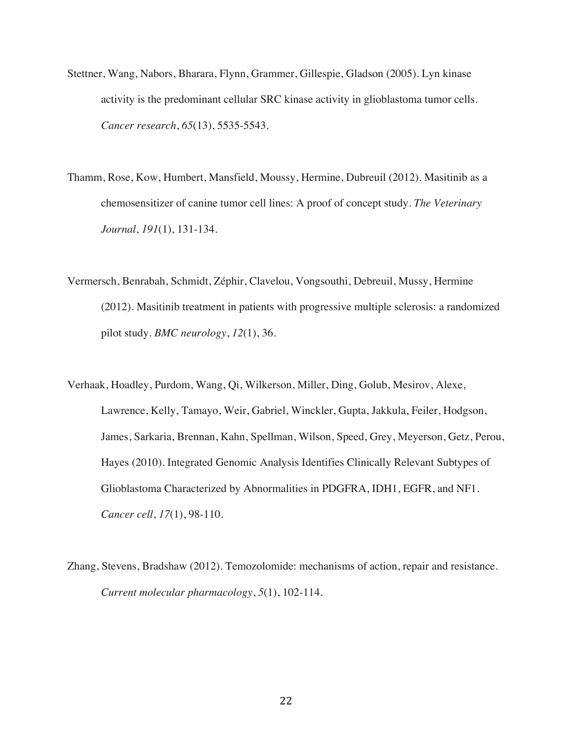Stettner, Wang, Nabors, Bharara, Flynn, Grammer, Gillespie, Gladson (2005). Lyn kinase activity is the predominant cellular SRC kinase activity in glioblastoma tumor cells. *Cancer research*, *65*(13), 5535-5543.

Thamm, Rose, Kow, Humbert, Mansfield, Moussy, Hermine, Dubreuil (2012). Masitinib as a chemosensitizer of canine tumor cell lines: A proof of concept study. *The Veterinary Journal*, *191*(1), 131-134.

Vermersch, Benrabah, Schmidt, Zéphir, Clavelou, Vongsouthi, Debreuil, Mussy, Hermine (2012). Masitinib treatment in patients with progressive multiple sclerosis: a randomized pilot study. *BMC neurology*, *12*(1), 36.

Verhaak, Hoadley, Purdom, Wang, Qi, Wilkerson, Miller, Ding, Golub, Mesirov, Alexe, Lawrence, Kelly, Tamayo, Weir, Gabriel, Winckler, Gupta, Jakkula, Feiler, Hodgson, James, Sarkaria, Brennan, Kahn, Spellman, Wilson, Speed, Grey, Meyerson, Getz, Perou, Hayes (2010). Integrated Genomic Analysis Identifies Clinically Relevant Subtypes of Glioblastoma Characterized by Abnormalities in PDGFRA, IDH1, EGFR, and NF1. *Cancer cell*, *17*(1), 98-110.

Zhang, Stevens, Bradshaw (2012). Temozolomide: mechanisms of action, repair and resistance. *Current molecular pharmacology*, *5*(1), 102-114.